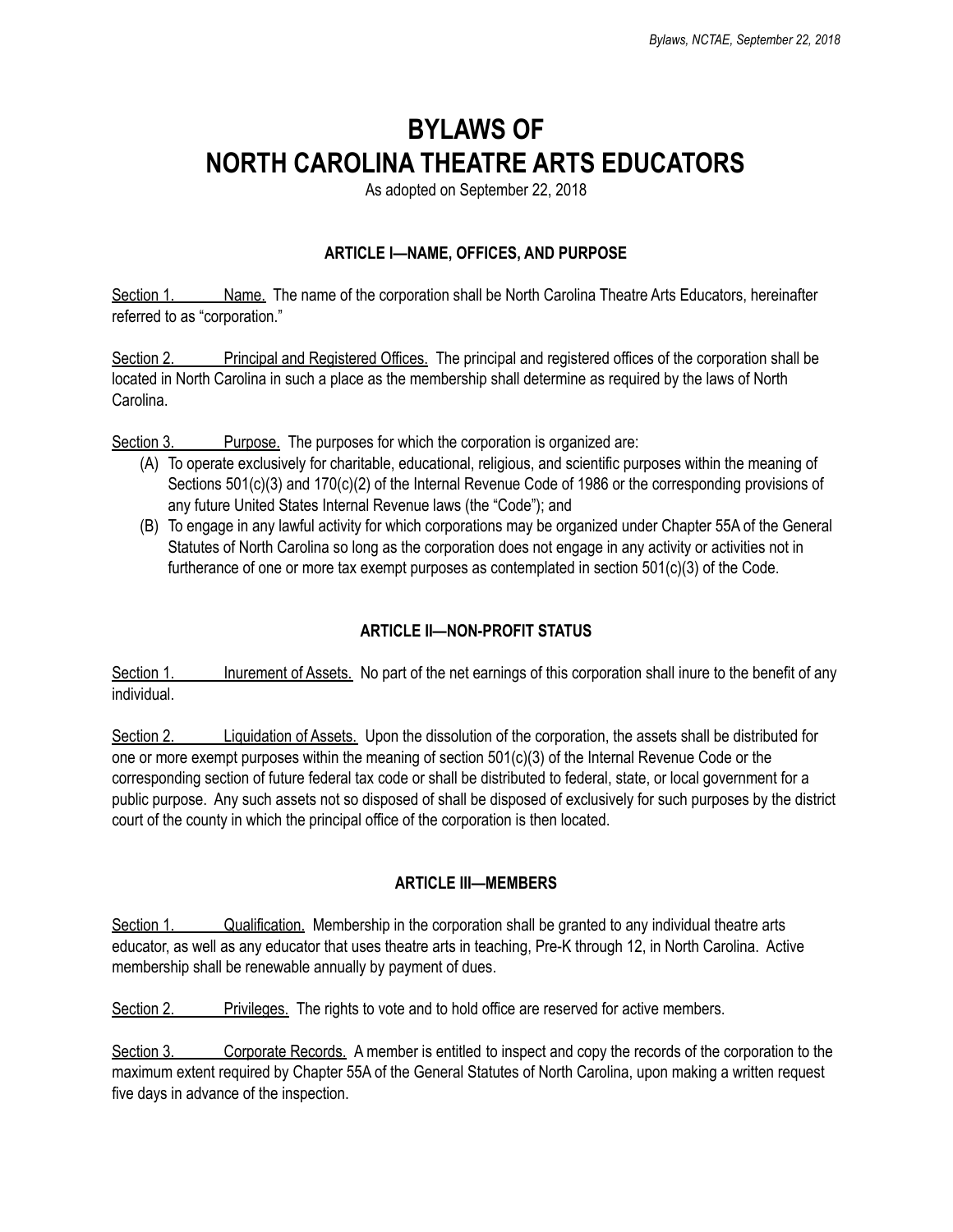# BYLAWS OF NORTH CAROLINA THEATRE ARTS EDUCATORS

As adopted on September 22, 2018

### ARTICLE I—NAME, OFFICES, AND PURPOSE

Section 1. Name. The name of the corporation shall be North Carolina Theatre Arts Educators, hereinafter referred to as "corporation."

Section 2. Principal and Registered Offices. The principal and registered offices of the corporation shall be located in North Carolina in such a place as the membership shall determine as required by the laws of North Carolina.

Section 3. Purpose. The purposes for which the corporation is organized are:

(A) To operate exclusively for charitable, educational, religious, and scientific purposes within the meaning of Sections 501(c)(3) and 170(c)(2) of the Internal Revenue Code of 1986 or the corresponding provisions of any future United States Internal Revenue laws (the "Code"); and

(B) To engage in any lawful activity for which corporations may be organized under Chapter 55A of the General Statutes of North Carolina so long as the corporation does not engage in any activity or activities not in furtherance of one or more tax exempt purposes as contemplated in section 501(c)(3) of the Code.

### ARTICLE II—NON-PROFIT STATUS

Section 1. Inurement of Assets. No part of the net earnings of this corporation shall inure to the benefit of any individual.

Section 2. Liquidation of Assets. Upon the dissolution of the corporation, the assets shall be distributed for one or more exempt purposes within the meaning of section 501(c)(3) of the Internal Revenue Code or the corresponding section of future federal tax code or shall be distributed to federal, state, or local government for a public purpose. Any such assets not so disposed of shall be disposed of exclusively for such purposes by the district court of the county in which the principal office of the corporation is then located.

### ARTICLE III—MEMBERS

Section 1. Qualification. Membership in the corporation shall be granted to any individual theatre arts educator, as well as any educator that uses theatre arts in teaching, Pre-K through 12, in North Carolina. Active membership shall be renewable annually by payment of dues.

Section 2. Privileges. The rights to vote and to hold office are reserved for active members.

Section 3. Corporate Records. A member is entitled to inspect and copy the records of the corporation to the maximum extent required by Chapter 55A of the General Statutes of North Carolina, upon making a written request five days in advance of the inspection.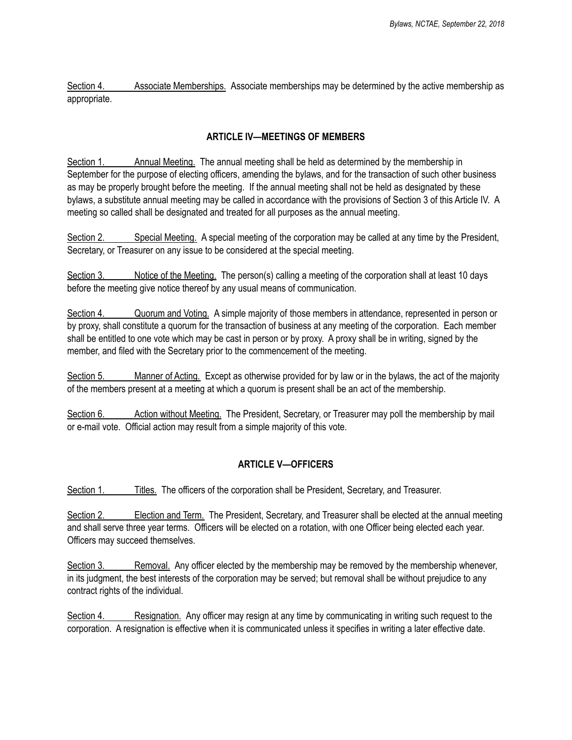Section 4. Associate Memberships. Associate memberships may be determined by the active membership as appropriate.

## ARTICLE IV—MEETINGS OF MEMBERS

Section 1. Annual Meeting. The annual meeting shall be held as determined by the membership in September for the purpose of electing officers, amending the bylaws, and for the transaction of such other business as may be properly brought before the meeting. If the annual meeting shall not be held as designated by these bylaws, a substitute annual meeting may be called in accordance with the provisions of Section 3 of this Article IV. A meeting so called shall be designated and treated for all purposes as the annual meeting.

Section 2. Special Meeting. A special meeting of the corporation may be called at any time by the President, Secretary, or Treasurer on any issue to be considered at the special meeting.

Section 3. Notice of the Meeting. The person(s) calling a meeting of the corporation shall at least 10 days before the meeting give notice thereof by any usual means of communication.

Section 4. Quorum and Voting. A simple majority of those members in attendance, represented in person or by proxy, shall constitute a quorum for the transaction of business at any meeting of the corporation. Each member shall be entitled to one vote which may be cast in person or by proxy. A proxy shall be in writing, signed by the member, and filed with the Secretary prior to the commencement of the meeting.

Section 5. Manner of Acting. Except as otherwise provided for by law or in the bylaws, the act of the majority of the members present at a meeting at which a quorum is present shall be an act of the membership.

Section 6. Action without Meeting. The President, Secretary, or Treasurer may poll the membership by mail or e-mail vote. Official action may result from a simple majority of this vote.

## ARTICLE V—OFFICERS

Section 1. Titles. The officers of the corporation shall be President, Secretary, and Treasurer.

Section 2. Election and Term. The President, Secretary, and Treasurer shall be elected at the annual meeting and shall serve three year terms. Officers will be elected on a rotation, with one Officer being elected each year. Officers may succeed themselves.

Section 3. Removal. Any officer elected by the membership may be removed by the membership whenever, in its judgment, the best interests of the corporation may be served; but removal shall be without prejudice to any contract rights of the individual.

Section 4. Resignation. Any officer may resign at any time by communicating in writing such request to the corporation. A resignation is effective when it is communicated unless it specifies in writing a later effective date.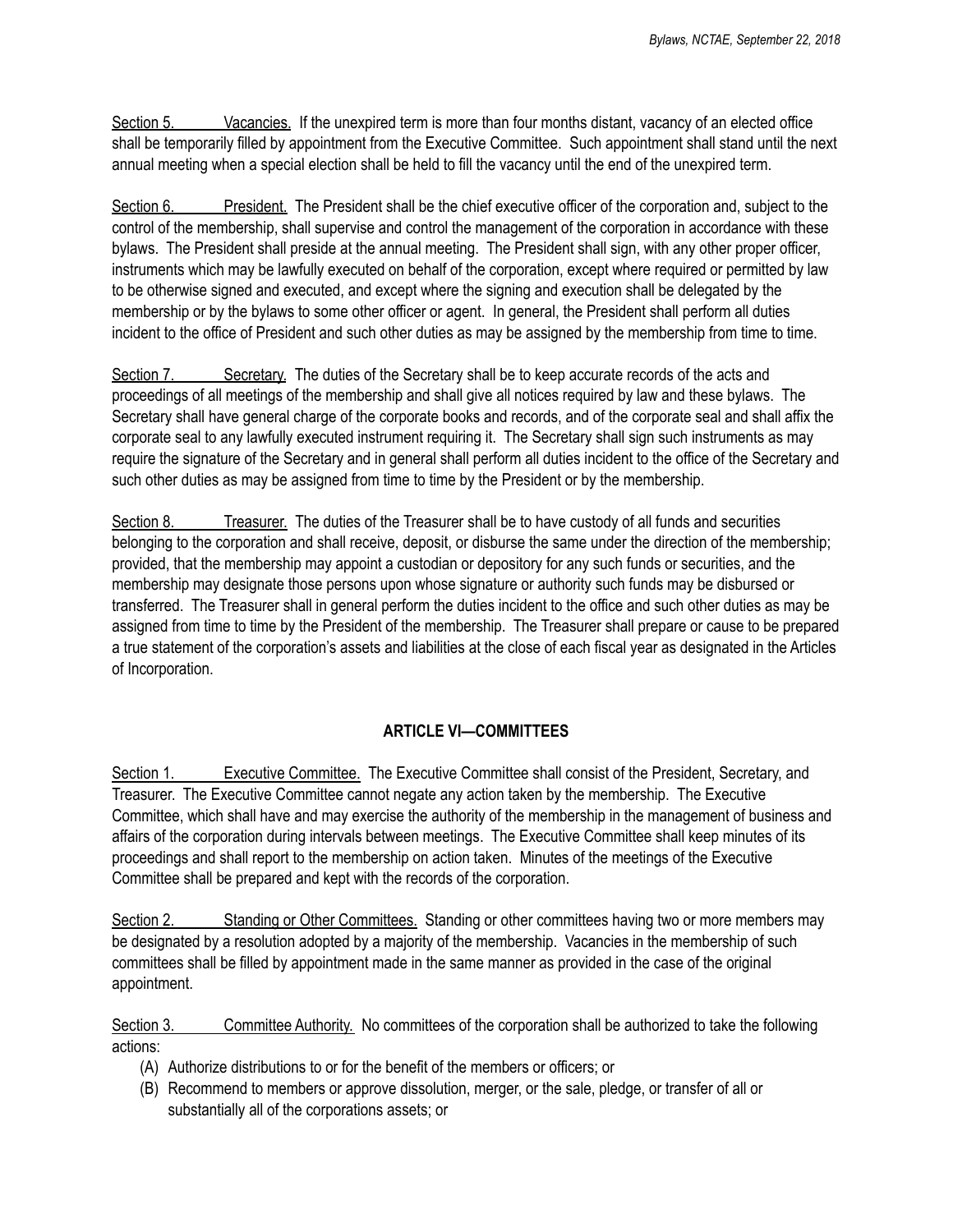Section 5. Vacancies. If the unexpired term is more than four months distant, vacancy of an elected office shall be temporarily filled by appointment from the Executive Committee. Such appointment shall stand until the next annual meeting when a special election shall be held to fill the vacancy until the end of the unexpired term.

Section 6. President. The President shall be the chief executive officer of the corporation and, subject to the control of the membership, shall supervise and control the management of the corporation in accordance with these bylaws. The President shall preside at the annual meeting. The President shall sign, with any other proper officer, instruments which may be lawfully executed on behalf of the corporation, except where required or permitted by law to be otherwise signed and executed, and except where the signing and execution shall be delegated by the membership or by the bylaws to some other officer or agent. In general, the President shall perform all duties incident to the office of President and such other duties as may be assigned by the membership from time to time.

Section 7. Secretary. The duties of the Secretary shall be to keep accurate records of the acts and proceedings of all meetings of the membership and shall give all notices required by law and these bylaws. The Secretary shall have general charge of the corporate books and records, and of the corporate seal and shall affix the corporate seal to any lawfully executed instrument requiring it. The Secretary shall sign such instruments as may require the signature of the Secretary and in general shall perform all duties incident to the office of the Secretary and such other duties as may be assigned from time to time by the President or by the membership.

Section 8. Treasurer. The duties of the Treasurer shall be to have custody of all funds and securities belonging to the corporation and shall receive, deposit, or disburse the same under the direction of the membership; provided, that the membership may appoint a custodian or depository for any such funds or securities, and the membership may designate those persons upon whose signature or authority such funds may be disbursed or transferred. The Treasurer shall in general perform the duties incident to the office and such other duties as may be assigned from time to time by the President of the membership. The Treasurer shall prepare or cause to be prepared a true statement of the corporation's assets and liabilities at the close of each fiscal year as designated in the Articles of Incorporation.

## ARTICLE VI—COMMITTEES

Section 1. Executive Committee. The Executive Committee shall consist of the President, Secretary, and Treasurer. The Executive Committee cannot negate any action taken by the membership. The Executive Committee, which shall have and may exercise the authority of the membership in the management of business and affairs of the corporation during intervals between meetings. The Executive Committee shall keep minutes of its proceedings and shall report to the membership on action taken. Minutes of the meetings of the Executive Committee shall be prepared and kept with the records of the corporation.

Section 2. Standing or Other Committees. Standing or other committees having two or more members may be designated by a resolution adopted by a majority of the membership. Vacancies in the membership of such committees shall be filled by appointment made in the same manner as provided in the case of the original appointment.

Section 3. Committee Authority. No committees of the corporation shall be authorized to take the following actions:

(A) Authorize distributions to or for the benefit of the members or officers; or
(B) Recommend to members or approve dissolution, merger, or the sale, pledge, or transfer of all or substantially all of the corporations assets; or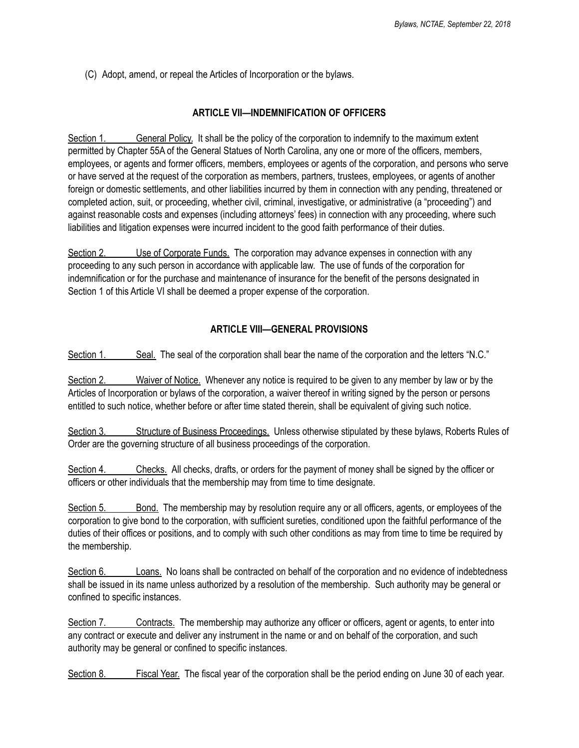(C) Adopt, amend, or repeal the Articles of Incorporation or the bylaws.

## ARTICLE VII—INDEMNIFICATION OF OFFICERS

Section 1. General Policy. It shall be the policy of the corporation to indemnify to the maximum extent permitted by Chapter 55A of the General Statues of North Carolina, any one or more of the officers, members, employees, or agents and former officers, members, employees or agents of the corporation, and persons who serve or have served at the request of the corporation as members, partners, trustees, employees, or agents of another foreign or domestic settlements, and other liabilities incurred by them in connection with any pending, threatened or completed action, suit, or proceeding, whether civil, criminal, investigative, or administrative (a "proceeding") and against reasonable costs and expenses (including attorneys' fees) in connection with any proceeding, where such liabilities and litigation expenses were incurred incident to the good faith performance of their duties.

Section 2. Use of Corporate Funds. The corporation may advance expenses in connection with any proceeding to any such person in accordance with applicable law. The use of funds of the corporation for indemnification or for the purchase and maintenance of insurance for the benefit of the persons designated in Section 1 of this Article VI shall be deemed a proper expense of the corporation.

## ARTICLE VIII—GENERAL PROVISIONS

Section 1. Seal. The seal of the corporation shall bear the name of the corporation and the letters "N.C."

Section 2. Waiver of Notice. Whenever any notice is required to be given to any member by law or by the Articles of Incorporation or bylaws of the corporation, a waiver thereof in writing signed by the person or persons entitled to such notice, whether before or after time stated therein, shall be equivalent of giving such notice.

Section 3. Structure of Business Proceedings. Unless otherwise stipulated by these bylaws, Roberts Rules of Order are the governing structure of all business proceedings of the corporation.

Section 4. Checks. All checks, drafts, or orders for the payment of money shall be signed by the officer or officers or other individuals that the membership may from time to time designate.

Section 5. Bond. The membership may by resolution require any or all officers, agents, or employees of the corporation to give bond to the corporation, with sufficient sureties, conditioned upon the faithful performance of the duties of their offices or positions, and to comply with such other conditions as may from time to time be required by the membership.

Section 6. Loans. No loans shall be contracted on behalf of the corporation and no evidence of indebtedness shall be issued in its name unless authorized by a resolution of the membership. Such authority may be general or confined to specific instances.

Section 7. Contracts. The membership may authorize any officer or officers, agent or agents, to enter into any contract or execute and deliver any instrument in the name or and on behalf of the corporation, and such authority may be general or confined to specific instances.

Section 8. Fiscal Year. The fiscal year of the corporation shall be the period ending on June 30 of each year.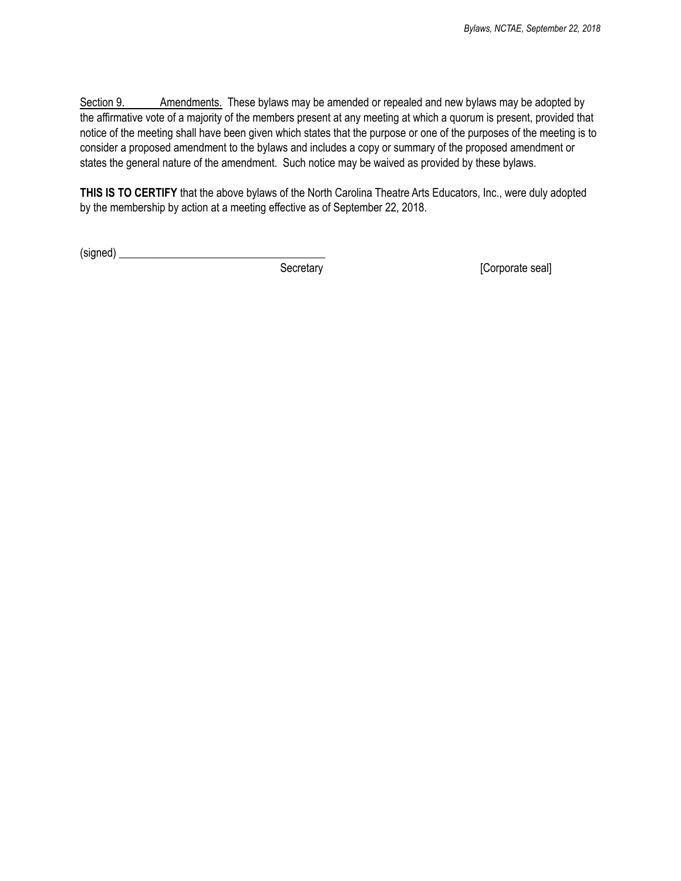Section 9. Amendments. These bylaws may be amended or repealed and new bylaws may be adopted by the affirmative vote of a majority of the members present at any meeting at which a quorum is present, provided that notice of the meeting shall have been given which states that the purpose or one of the purposes of the meeting is to consider a proposed amendment to the bylaws and includes a copy or summary of the proposed amendment or states the general nature of the amendment. Such notice may be waived as provided by these bylaws.

**THIS IS TO CERTIFY** that the above bylaws of the North Carolina Theatre Arts Educators, Inc., were duly adopted by the membership by action at a meeting effective as of September 22, 2018.

(signed) ____________________________________
Secretary

[Corporate seal]